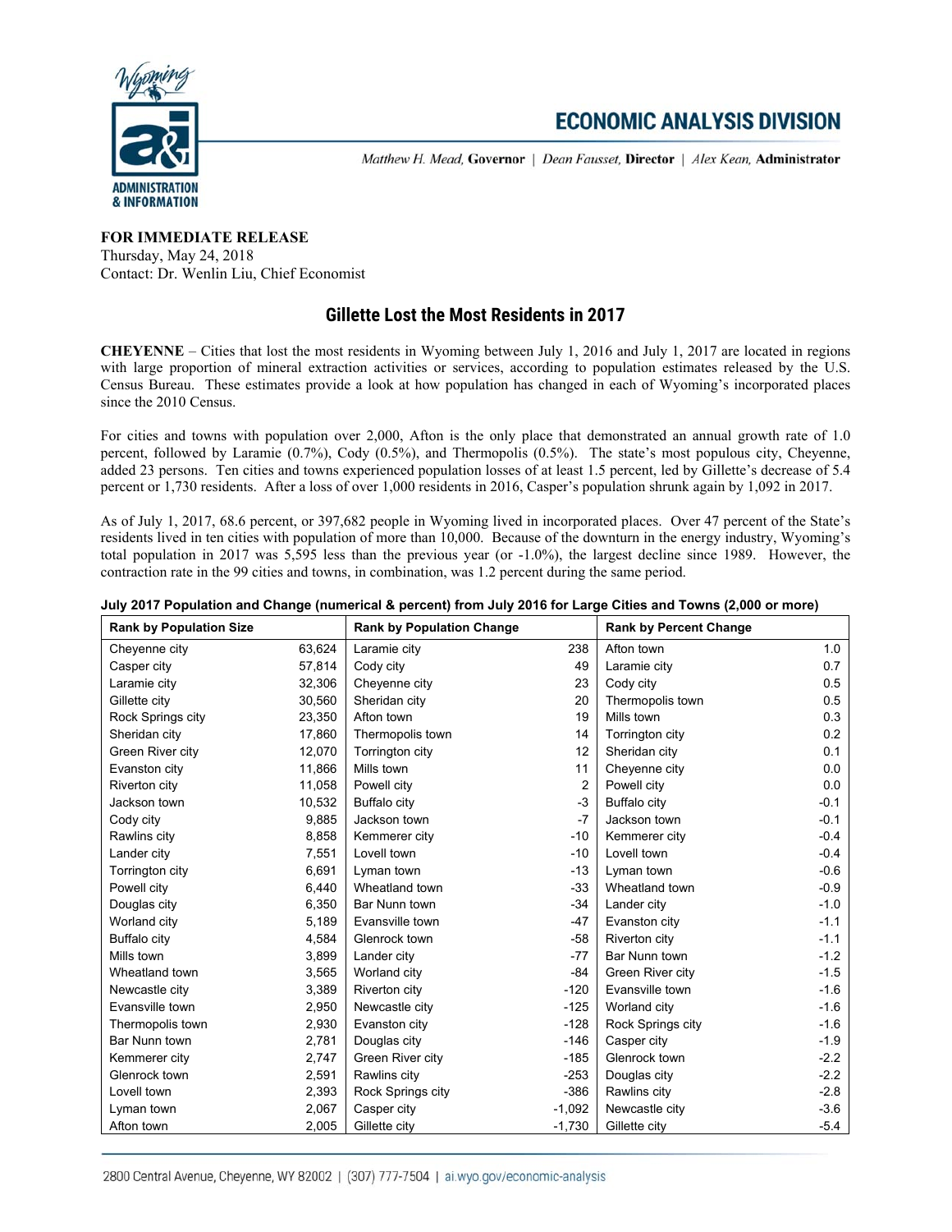**ECONOMIC ANALYSIS DIVISION**

*Matthew H. Mead*, **Governor** | *Dean Fausset*, **Director** | *Alex Kean*, **Administrator**

**FOR IMMEDIATE RELEASE**
Thursday, May 24, 2018
Contact: Dr. Wenlin Liu, Chief Economist

## Gillette Lost the Most Residents in 2017

**CHEYENNE** – Cities that lost the most residents in Wyoming between July 1, 2016 and July 1, 2017 are located in regions with large proportion of mineral extraction activities or services, according to population estimates released by the U.S. Census Bureau. These estimates provide a look at how population has changed in each of Wyoming's incorporated places since the 2010 Census.

For cities and towns with population over 2,000, Afton is the only place that demonstrated an annual growth rate of 1.0 percent, followed by Laramie (0.7%), Cody (0.5%), and Thermopolis (0.5%). The state's most populous city, Cheyenne, added 23 persons. Ten cities and towns experienced population losses of at least 1.5 percent, led by Gillette's decrease of 5.4 percent or 1,730 residents. After a loss of over 1,000 residents in 2016, Casper's population shrunk again by 1,092 in 2017.

As of July 1, 2017, 68.6 percent, or 397,682 people in Wyoming lived in incorporated places. Over 47 percent of the State's residents lived in ten cities with population of more than 10,000. Because of the downturn in the energy industry, Wyoming's total population in 2017 was 5,595 less than the previous year (or -1.0%), the largest decline since 1989. However, the contraction rate in the 99 cities and towns, in combination, was 1.2 percent during the same period.

**July 2017 Population and Change (numerical & percent) from July 2016 for Large Cities and Towns (2,000 or more)**

| Rank by Population Size | | Rank by Population Change | | Rank by Percent Change | |
|---|---|---|---|---|---|
| Cheyenne city | 63,624 | Laramie city | 238 | Afton town | 1.0 |
| Casper city | 57,814 | Cody city | 49 | Laramie city | 0.7 |
| Laramie city | 32,306 | Cheyenne city | 23 | Cody city | 0.5 |
| Gillette city | 30,560 | Sheridan city | 20 | Thermopolis town | 0.5 |
| Rock Springs city | 23,350 | Afton town | 19 | Mills town | 0.3 |
| Sheridan city | 17,860 | Thermopolis town | 14 | Torrington city | 0.2 |
| Green River city | 12,070 | Torrington city | 12 | Sheridan city | 0.1 |
| Evanston city | 11,866 | Mills town | 11 | Cheyenne city | 0.0 |
| Riverton city | 11,058 | Powell city | 2 | Powell city | 0.0 |
| Jackson town | 10,532 | Buffalo city | -3 | Buffalo city | -0.1 |
| Cody city | 9,885 | Jackson town | -7 | Jackson town | -0.1 |
| Rawlins city | 8,858 | Kemmerer city | -10 | Kemmerer city | -0.4 |
| Lander city | 7,551 | Lovell town | -10 | Lovell town | -0.4 |
| Torrington city | 6,691 | Lyman town | -13 | Lyman town | -0.6 |
| Powell city | 6,440 | Wheatland town | -33 | Wheatland town | -0.9 |
| Douglas city | 6,350 | Bar Nunn town | -34 | Lander city | -1.0 |
| Worland city | 5,189 | Evansville town | -47 | Evanston city | -1.1 |
| Buffalo city | 4,584 | Glenrock town | -58 | Riverton city | -1.1 |
| Mills town | 3,899 | Lander city | -77 | Bar Nunn town | -1.2 |
| Wheatland town | 3,565 | Worland city | -84 | Green River city | -1.5 |
| Newcastle city | 3,389 | Riverton city | -120 | Evansville town | -1.6 |
| Evansville town | 2,950 | Newcastle city | -125 | Worland city | -1.6 |
| Thermopolis town | 2,930 | Evanston city | -128 | Rock Springs city | -1.6 |
| Bar Nunn town | 2,781 | Douglas city | -146 | Casper city | -1.9 |
| Kemmerer city | 2,747 | Green River city | -185 | Glenrock town | -2.2 |
| Glenrock town | 2,591 | Rawlins city | -253 | Douglas city | -2.2 |
| Lovell town | 2,393 | Rock Springs city | -386 | Rawlins city | -2.8 |
| Lyman town | 2,067 | Casper city | -1,092 | Newcastle city | -3.6 |
| Afton town | 2,005 | Gillette city | -1,730 | Gillette city | -5.4 |

2800 Central Avenue, Cheyenne, WY 82002 | (307) 777-7504 | ai.wyo.gov/economic-analysis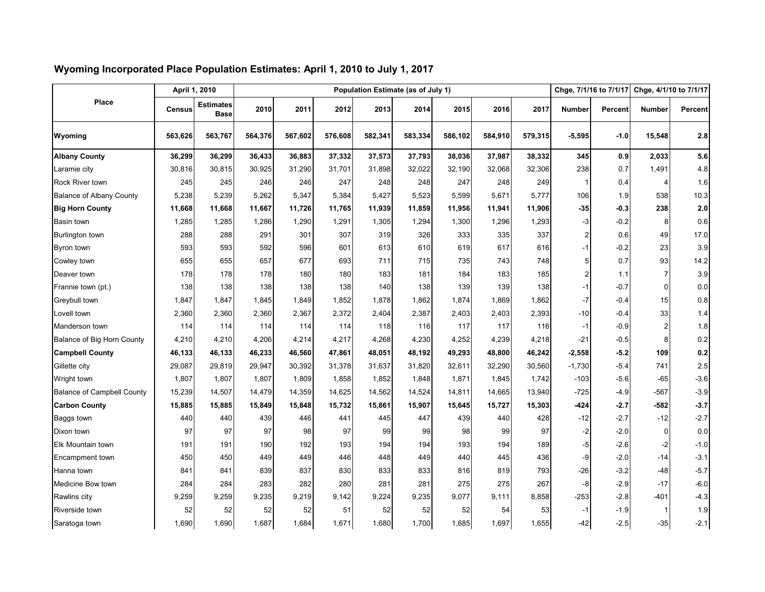## Wyoming Incorporated Place Population Estimates: April 1, 2010 to July 1, 2017

| Place | April 1, 2010 | | Population Estimate (as of July 1) | | | | | | | | Chge, 7/1/16 to 7/1/17 | | Chge, 4/1/10 to 7/1/17 | |
|---|---|---|---|---|---|---|---|---|---|---|---|---|---|---|
| | Census | Estimates Base | 2010 | 2011 | 2012 | 2013 | 2014 | 2015 | 2016 | 2017 | Number | Percent | Number | Percent |
| **Wyoming** | **563,626** | **563,767** | **564,376** | **567,602** | **576,608** | **582,341** | **583,334** | **586,102** | **584,910** | **579,315** | **-5,595** | **-1.0** | **15,548** | **2.8** |
| **Albany County** | **36,299** | **36,299** | **36,433** | **36,883** | **37,332** | **37,573** | **37,793** | **38,036** | **37,987** | **38,332** | **345** | **0.9** | **2,033** | **5.6** |
| Laramie city | 30,816 | 30,815 | 30,925 | 31,290 | 31,701 | 31,898 | 32,022 | 32,190 | 32,068 | 32,306 | 238 | 0.7 | 1,491 | 4.8 |
| Rock River town | 245 | 245 | 246 | 246 | 247 | 248 | 248 | 247 | 248 | 249 | 1 | 0.4 | 4 | 1.6 |
| Balance of Albany County | 5,238 | 5,239 | 5,262 | 5,347 | 5,384 | 5,427 | 5,523 | 5,599 | 5,671 | 5,777 | 106 | 1.9 | 538 | 10.3 |
| **Big Horn County** | **11,668** | **11,668** | **11,667** | **11,726** | **11,765** | **11,939** | **11,859** | **11,956** | **11,941** | **11,906** | **-35** | **-0.3** | **238** | **2.0** |
| Basin town | 1,285 | 1,285 | 1,286 | 1,290 | 1,291 | 1,305 | 1,294 | 1,300 | 1,296 | 1,293 | -3 | -0.2 | 8 | 0.6 |
| Burlington town | 288 | 288 | 291 | 301 | 307 | 319 | 326 | 333 | 335 | 337 | 2 | 0.6 | 49 | 17.0 |
| Byron town | 593 | 593 | 592 | 596 | 601 | 613 | 610 | 619 | 617 | 616 | -1 | -0.2 | 23 | 3.9 |
| Cowley town | 655 | 655 | 657 | 677 | 693 | 711 | 715 | 735 | 743 | 748 | 5 | 0.7 | 93 | 14.2 |
| Deaver town | 178 | 178 | 178 | 180 | 180 | 183 | 181 | 184 | 183 | 185 | 2 | 1.1 | 7 | 3.9 |
| Frannie town (pt.) | 138 | 138 | 138 | 138 | 138 | 140 | 138 | 139 | 139 | 138 | -1 | -0.7 | 0 | 0.0 |
| Greybull town | 1,847 | 1,847 | 1,845 | 1,849 | 1,852 | 1,878 | 1,862 | 1,874 | 1,869 | 1,862 | -7 | -0.4 | 15 | 0.8 |
| Lovell town | 2,360 | 2,360 | 2,360 | 2,367 | 2,372 | 2,404 | 2,387 | 2,403 | 2,403 | 2,393 | -10 | -0.4 | 33 | 1.4 |
| Manderson town | 114 | 114 | 114 | 114 | 114 | 118 | 116 | 117 | 117 | 116 | -1 | -0.9 | 2 | 1.8 |
| Balance of Big Horn County | 4,210 | 4,210 | 4,206 | 4,214 | 4,217 | 4,268 | 4,230 | 4,252 | 4,239 | 4,218 | -21 | -0.5 | 8 | 0.2 |
| **Campbell County** | **46,133** | **46,133** | **46,233** | **46,560** | **47,861** | **48,051** | **48,192** | **49,293** | **48,800** | **46,242** | **-2,558** | **-5.2** | **109** | **0.2** |
| Gillette city | 29,087 | 29,819 | 29,947 | 30,392 | 31,378 | 31,637 | 31,820 | 32,611 | 32,290 | 30,560 | -1,730 | -5.4 | 741 | 2.5 |
| Wright town | 1,807 | 1,807 | 1,807 | 1,809 | 1,858 | 1,852 | 1,848 | 1,871 | 1,845 | 1,742 | -103 | -5.6 | -65 | -3.6 |
| Balance of Campbell County | 15,239 | 14,507 | 14,479 | 14,359 | 14,625 | 14,562 | 14,524 | 14,811 | 14,665 | 13,940 | -725 | -4.9 | -567 | -3.9 |
| **Carbon County** | **15,885** | **15,885** | **15,849** | **15,848** | **15,732** | **15,861** | **15,907** | **15,645** | **15,727** | **15,303** | **-424** | **-2.7** | **-582** | **-3.7** |
| Baggs town | 440 | 440 | 439 | 446 | 441 | 445 | 447 | 439 | 440 | 428 | -12 | -2.7 | -12 | -2.7 |
| Dixon town | 97 | 97 | 97 | 98 | 97 | 99 | 99 | 98 | 99 | 97 | -2 | -2.0 | 0 | 0.0 |
| Elk Mountain town | 191 | 191 | 190 | 192 | 193 | 194 | 194 | 193 | 194 | 189 | -5 | -2.6 | -2 | -1.0 |
| Encampment town | 450 | 450 | 449 | 449 | 446 | 448 | 449 | 440 | 445 | 436 | -9 | -2.0 | -14 | -3.1 |
| Hanna town | 841 | 841 | 839 | 837 | 830 | 833 | 833 | 816 | 819 | 793 | -26 | -3.2 | -48 | -5.7 |
| Medicine Bow town | 284 | 284 | 283 | 282 | 280 | 281 | 281 | 275 | 275 | 267 | -8 | -2.9 | -17 | -6.0 |
| Rawlins city | 9,259 | 9,259 | 9,235 | 9,219 | 9,142 | 9,224 | 9,235 | 9,077 | 9,111 | 8,858 | -253 | -2.8 | -401 | -4.3 |
| Riverside town | 52 | 52 | 52 | 52 | 51 | 52 | 52 | 52 | 54 | 53 | -1 | -1.9 | 1 | 1.9 |
| Saratoga town | 1,690 | 1,690 | 1,687 | 1,684 | 1,671 | 1,680 | 1,700 | 1,685 | 1,697 | 1,655 | -42 | -2.5 | -35 | -2.1 |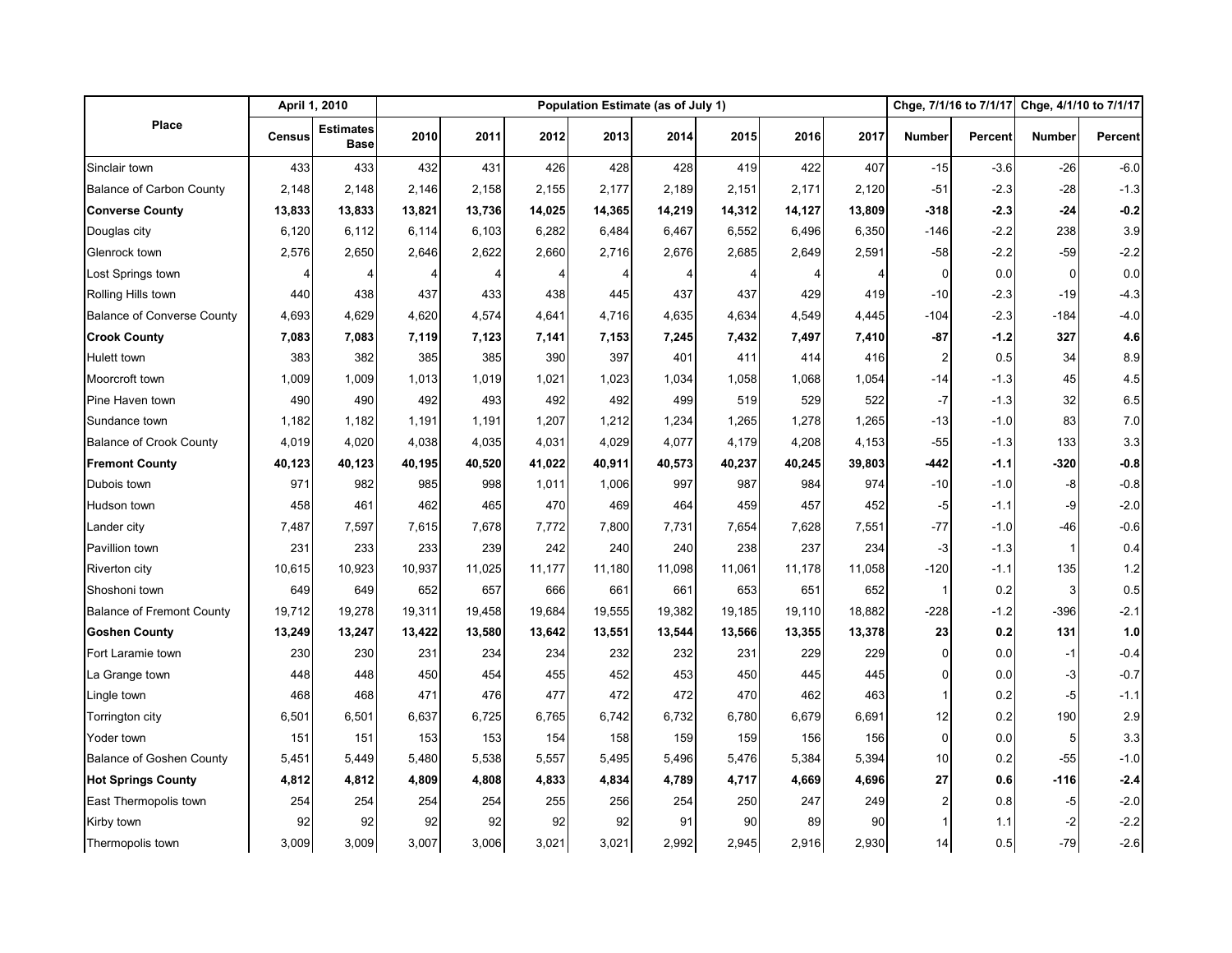| Place | April 1, 2010 | | Population Estimate (as of July 1) | | | | | | | | Chge, 7/1/16 to 7/1/17 | | Chge, 4/1/10 to 7/1/17 | |
|---|---|---|---|---|---|---|---|---|---|---|---|---|---|---|
| | Census | Estimates Base | 2010 | 2011 | 2012 | 2013 | 2014 | 2015 | 2016 | 2017 | Number | Percent | Number | Percent |
| Sinclair town | 433 | 433 | 432 | 431 | 426 | 428 | 428 | 419 | 422 | 407 | -15 | -3.6 | -26 | -6.0 |
| Balance of Carbon County | 2,148 | 2,148 | 2,146 | 2,158 | 2,155 | 2,177 | 2,189 | 2,151 | 2,171 | 2,120 | -51 | -2.3 | -28 | -1.3 |
| **Converse County** | **13,833** | **13,833** | **13,821** | **13,736** | **14,025** | **14,365** | **14,219** | **14,312** | **14,127** | **13,809** | **-318** | **-2.3** | **-24** | **-0.2** |
| Douglas city | 6,120 | 6,112 | 6,114 | 6,103 | 6,282 | 6,484 | 6,467 | 6,552 | 6,496 | 6,350 | -146 | -2.2 | 238 | 3.9 |
| Glenrock town | 2,576 | 2,650 | 2,646 | 2,622 | 2,660 | 2,716 | 2,676 | 2,685 | 2,649 | 2,591 | -58 | -2.2 | -59 | -2.2 |
| Lost Springs town | 4 | 4 | 4 | 4 | 4 | 4 | 4 | 4 | 4 | 4 | 0 | 0.0 | 0 | 0.0 |
| Rolling Hills town | 440 | 438 | 437 | 433 | 438 | 445 | 437 | 437 | 429 | 419 | -10 | -2.3 | -19 | -4.3 |
| Balance of Converse County | 4,693 | 4,629 | 4,620 | 4,574 | 4,641 | 4,716 | 4,635 | 4,634 | 4,549 | 4,445 | -104 | -2.3 | -184 | -4.0 |
| **Crook County** | **7,083** | **7,083** | **7,119** | **7,123** | **7,141** | **7,153** | **7,245** | **7,432** | **7,497** | **7,410** | **-87** | **-1.2** | **327** | **4.6** |
| Hulett town | 383 | 382 | 385 | 385 | 390 | 397 | 401 | 411 | 414 | 416 | 2 | 0.5 | 34 | 8.9 |
| Moorcroft town | 1,009 | 1,009 | 1,013 | 1,019 | 1,021 | 1,023 | 1,034 | 1,058 | 1,068 | 1,054 | -14 | -1.3 | 45 | 4.5 |
| Pine Haven town | 490 | 490 | 492 | 493 | 492 | 492 | 499 | 519 | 529 | 522 | -7 | -1.3 | 32 | 6.5 |
| Sundance town | 1,182 | 1,182 | 1,191 | 1,191 | 1,207 | 1,212 | 1,234 | 1,265 | 1,278 | 1,265 | -13 | -1.0 | 83 | 7.0 |
| Balance of Crook County | 4,019 | 4,020 | 4,038 | 4,035 | 4,031 | 4,029 | 4,077 | 4,179 | 4,208 | 4,153 | -55 | -1.3 | 133 | 3.3 |
| **Fremont County** | **40,123** | **40,123** | **40,195** | **40,520** | **41,022** | **40,911** | **40,573** | **40,237** | **40,245** | **39,803** | **-442** | **-1.1** | **-320** | **-0.8** |
| Dubois town | 971 | 982 | 985 | 998 | 1,011 | 1,006 | 997 | 987 | 984 | 974 | -10 | -1.0 | -8 | -0.8 |
| Hudson town | 458 | 461 | 462 | 465 | 470 | 469 | 464 | 459 | 457 | 452 | -5 | -1.1 | -9 | -2.0 |
| Lander city | 7,487 | 7,597 | 7,615 | 7,678 | 7,772 | 7,800 | 7,731 | 7,654 | 7,628 | 7,551 | -77 | -1.0 | -46 | -0.6 |
| Pavillion town | 231 | 233 | 233 | 239 | 242 | 240 | 240 | 238 | 237 | 234 | -3 | -1.3 | 1 | 0.4 |
| Riverton city | 10,615 | 10,923 | 10,937 | 11,025 | 11,177 | 11,180 | 11,098 | 11,061 | 11,178 | 11,058 | -120 | -1.1 | 135 | 1.2 |
| Shoshoni town | 649 | 649 | 652 | 657 | 666 | 661 | 661 | 653 | 651 | 652 | 1 | 0.2 | 3 | 0.5 |
| Balance of Fremont County | 19,712 | 19,278 | 19,311 | 19,458 | 19,684 | 19,555 | 19,382 | 19,185 | 19,110 | 18,882 | -228 | -1.2 | -396 | -2.1 |
| **Goshen County** | **13,249** | **13,247** | **13,422** | **13,580** | **13,642** | **13,551** | **13,544** | **13,566** | **13,355** | **13,378** | **23** | **0.2** | **131** | **1.0** |
| Fort Laramie town | 230 | 230 | 231 | 234 | 234 | 232 | 232 | 231 | 229 | 229 | 0 | 0.0 | -1 | -0.4 |
| La Grange town | 448 | 448 | 450 | 454 | 455 | 452 | 453 | 450 | 445 | 445 | 0 | 0.0 | -3 | -0.7 |
| Lingle town | 468 | 468 | 471 | 476 | 477 | 472 | 472 | 470 | 462 | 463 | 1 | 0.2 | -5 | -1.1 |
| Torrington city | 6,501 | 6,501 | 6,637 | 6,725 | 6,765 | 6,742 | 6,732 | 6,780 | 6,679 | 6,691 | 12 | 0.2 | 190 | 2.9 |
| Yoder town | 151 | 151 | 153 | 153 | 154 | 158 | 159 | 159 | 156 | 156 | 0 | 0.0 | 5 | 3.3 |
| Balance of Goshen County | 5,451 | 5,449 | 5,480 | 5,538 | 5,557 | 5,495 | 5,496 | 5,476 | 5,384 | 5,394 | 10 | 0.2 | -55 | -1.0 |
| **Hot Springs County** | **4,812** | **4,812** | **4,809** | **4,808** | **4,833** | **4,834** | **4,789** | **4,717** | **4,669** | **4,696** | **27** | **0.6** | **-116** | **-2.4** |
| East Thermopolis town | 254 | 254 | 254 | 254 | 255 | 256 | 254 | 250 | 247 | 249 | 2 | 0.8 | -5 | -2.0 |
| Kirby town | 92 | 92 | 92 | 92 | 92 | 92 | 91 | 90 | 89 | 90 | 1 | 1.1 | -2 | -2.2 |
| Thermopolis town | 3,009 | 3,009 | 3,007 | 3,006 | 3,021 | 3,021 | 2,992 | 2,945 | 2,916 | 2,930 | 14 | 0.5 | -79 | -2.6 |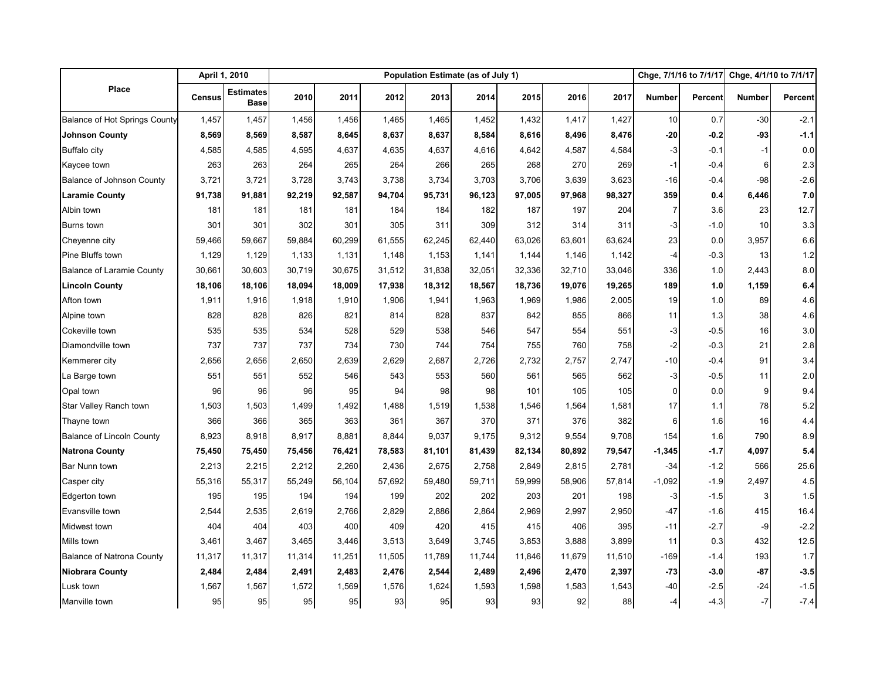| Place | April 1, 2010 | | Population Estimate (as of July 1) | | | | | | | | Chge, 7/1/16 to 7/1/17 | | Chge, 4/1/10 to 7/1/17 | |
|---|---|---|---|---|---|---|---|---|---|---|---|---|---|---|
| | Census | Estimates Base | 2010 | 2011 | 2012 | 2013 | 2014 | 2015 | 2016 | 2017 | Number | Percent | Number | Percent |
| Balance of Hot Springs County | 1,457 | 1,457 | 1,456 | 1,456 | 1,465 | 1,465 | 1,452 | 1,432 | 1,417 | 1,427 | 10 | 0.7 | -30 | -2.1 |
| **Johnson County** | **8,569** | **8,569** | **8,587** | **8,645** | **8,637** | **8,637** | **8,584** | **8,616** | **8,496** | **8,476** | **-20** | **-0.2** | **-93** | **-1.1** |
| Buffalo city | 4,585 | 4,585 | 4,595 | 4,637 | 4,635 | 4,637 | 4,616 | 4,642 | 4,587 | 4,584 | -3 | -0.1 | -1 | 0.0 |
| Kaycee town | 263 | 263 | 264 | 265 | 264 | 266 | 265 | 268 | 270 | 269 | -1 | -0.4 | 6 | 2.3 |
| Balance of Johnson County | 3,721 | 3,721 | 3,728 | 3,743 | 3,738 | 3,734 | 3,703 | 3,706 | 3,639 | 3,623 | -16 | -0.4 | -98 | -2.6 |
| **Laramie County** | **91,738** | **91,881** | **92,219** | **92,587** | **94,704** | **95,731** | **96,123** | **97,005** | **97,968** | **98,327** | **359** | **0.4** | **6,446** | **7.0** |
| Albin town | 181 | 181 | 181 | 181 | 184 | 184 | 182 | 187 | 197 | 204 | 7 | 3.6 | 23 | 12.7 |
| Burns town | 301 | 301 | 302 | 301 | 305 | 311 | 309 | 312 | 314 | 311 | -3 | -1.0 | 10 | 3.3 |
| Cheyenne city | 59,466 | 59,667 | 59,884 | 60,299 | 61,555 | 62,245 | 62,440 | 63,026 | 63,601 | 63,624 | 23 | 0.0 | 3,957 | 6.6 |
| Pine Bluffs town | 1,129 | 1,129 | 1,133 | 1,131 | 1,148 | 1,153 | 1,141 | 1,144 | 1,146 | 1,142 | -4 | -0.3 | 13 | 1.2 |
| Balance of Laramie County | 30,661 | 30,603 | 30,719 | 30,675 | 31,512 | 31,838 | 32,051 | 32,336 | 32,710 | 33,046 | 336 | 1.0 | 2,443 | 8.0 |
| **Lincoln County** | **18,106** | **18,106** | **18,094** | **18,009** | **17,938** | **18,312** | **18,567** | **18,736** | **19,076** | **19,265** | **189** | **1.0** | **1,159** | **6.4** |
| Afton town | 1,911 | 1,916 | 1,918 | 1,910 | 1,906 | 1,941 | 1,963 | 1,969 | 1,986 | 2,005 | 19 | 1.0 | 89 | 4.6 |
| Alpine town | 828 | 828 | 826 | 821 | 814 | 828 | 837 | 842 | 855 | 866 | 11 | 1.3 | 38 | 4.6 |
| Cokeville town | 535 | 535 | 534 | 528 | 529 | 538 | 546 | 547 | 554 | 551 | -3 | -0.5 | 16 | 3.0 |
| Diamondville town | 737 | 737 | 737 | 734 | 730 | 744 | 754 | 755 | 760 | 758 | -2 | -0.3 | 21 | 2.8 |
| Kemmerer city | 2,656 | 2,656 | 2,650 | 2,639 | 2,629 | 2,687 | 2,726 | 2,732 | 2,757 | 2,747 | -10 | -0.4 | 91 | 3.4 |
| La Barge town | 551 | 551 | 552 | 546 | 543 | 553 | 560 | 561 | 565 | 562 | -3 | -0.5 | 11 | 2.0 |
| Opal town | 96 | 96 | 96 | 95 | 94 | 98 | 98 | 101 | 105 | 105 | 0 | 0.0 | 9 | 9.4 |
| Star Valley Ranch town | 1,503 | 1,503 | 1,499 | 1,492 | 1,488 | 1,519 | 1,538 | 1,546 | 1,564 | 1,581 | 17 | 1.1 | 78 | 5.2 |
| Thayne town | 366 | 366 | 365 | 363 | 361 | 367 | 370 | 371 | 376 | 382 | 6 | 1.6 | 16 | 4.4 |
| Balance of Lincoln County | 8,923 | 8,918 | 8,917 | 8,881 | 8,844 | 9,037 | 9,175 | 9,312 | 9,554 | 9,708 | 154 | 1.6 | 790 | 8.9 |
| **Natrona County** | **75,450** | **75,450** | **75,456** | **76,421** | **78,583** | **81,101** | **81,439** | **82,134** | **80,892** | **79,547** | **-1,345** | **-1.7** | **4,097** | **5.4** |
| Bar Nunn town | 2,213 | 2,215 | 2,212 | 2,260 | 2,436 | 2,675 | 2,758 | 2,849 | 2,815 | 2,781 | -34 | -1.2 | 566 | 25.6 |
| Casper city | 55,316 | 55,317 | 55,249 | 56,104 | 57,692 | 59,480 | 59,711 | 59,999 | 58,906 | 57,814 | -1,092 | -1.9 | 2,497 | 4.5 |
| Edgerton town | 195 | 195 | 194 | 194 | 199 | 202 | 202 | 203 | 201 | 198 | -3 | -1.5 | 3 | 1.5 |
| Evansville town | 2,544 | 2,535 | 2,619 | 2,766 | 2,829 | 2,886 | 2,864 | 2,969 | 2,997 | 2,950 | -47 | -1.6 | 415 | 16.4 |
| Midwest town | 404 | 404 | 403 | 400 | 409 | 420 | 415 | 415 | 406 | 395 | -11 | -2.7 | -9 | -2.2 |
| Mills town | 3,461 | 3,467 | 3,465 | 3,446 | 3,513 | 3,649 | 3,745 | 3,853 | 3,888 | 3,899 | 11 | 0.3 | 432 | 12.5 |
| Balance of Natrona County | 11,317 | 11,317 | 11,314 | 11,251 | 11,505 | 11,789 | 11,744 | 11,846 | 11,679 | 11,510 | -169 | -1.4 | 193 | 1.7 |
| **Niobrara County** | **2,484** | **2,484** | **2,491** | **2,483** | **2,476** | **2,544** | **2,489** | **2,496** | **2,470** | **2,397** | **-73** | **-3.0** | **-87** | **-3.5** |
| Lusk town | 1,567 | 1,567 | 1,572 | 1,569 | 1,576 | 1,624 | 1,593 | 1,598 | 1,583 | 1,543 | -40 | -2.5 | -24 | -1.5 |
| Manville town | 95 | 95 | 95 | 95 | 93 | 95 | 93 | 93 | 92 | 88 | -4 | -4.3 | -7 | -7.4 |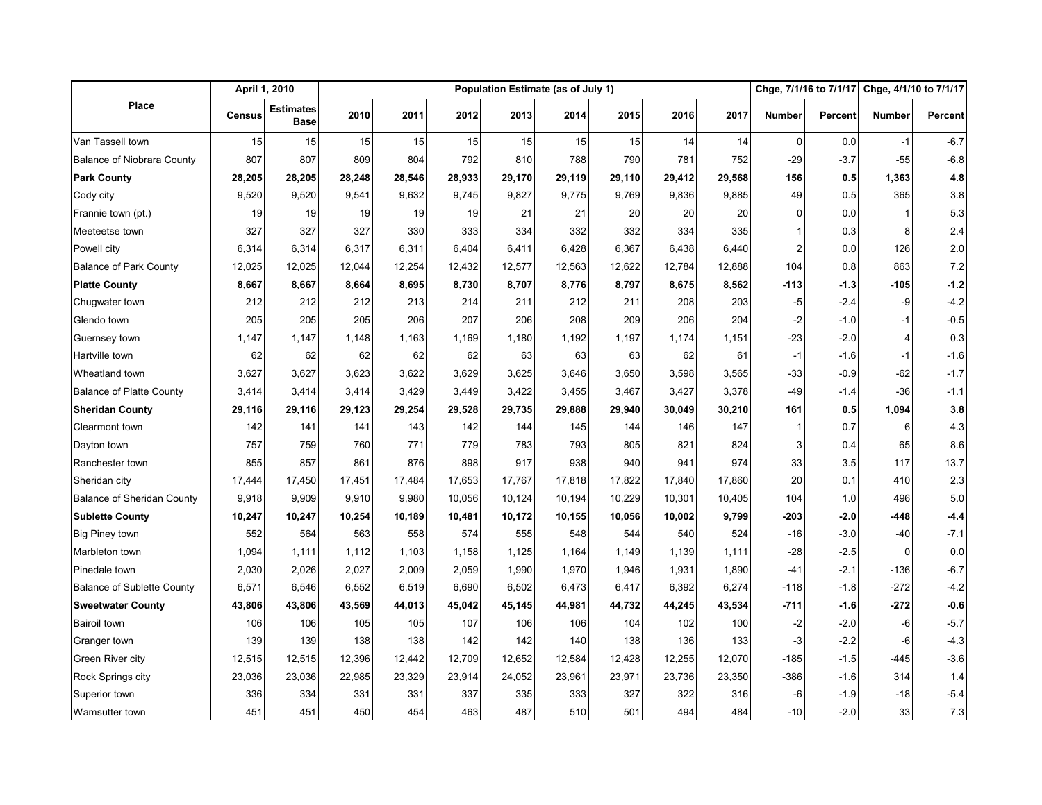| Place | April 1, 2010 | | Population Estimate (as of July 1) | | | | | | | | Chge, 7/1/16 to 7/1/17 | | Chge, 4/1/10 to 7/1/17 | |
|---|---|---|---|---|---|---|---|---|---|---|---|---|---|---|
| | Census | Estimates Base | 2010 | 2011 | 2012 | 2013 | 2014 | 2015 | 2016 | 2017 | Number | Percent | Number | Percent |
| Van Tassell town | 15 | 15 | 15 | 15 | 15 | 15 | 15 | 15 | 14 | 14 | 0 | 0.0 | -1 | -6.7 |
| Balance of Niobrara County | 807 | 807 | 809 | 804 | 792 | 810 | 788 | 790 | 781 | 752 | -29 | -3.7 | -55 | -6.8 |
| **Park County** | **28,205** | **28,205** | **28,248** | **28,546** | **28,933** | **29,170** | **29,119** | **29,110** | **29,412** | **29,568** | **156** | **0.5** | **1,363** | **4.8** |
| Cody city | 9,520 | 9,520 | 9,541 | 9,632 | 9,745 | 9,827 | 9,775 | 9,769 | 9,836 | 9,885 | 49 | 0.5 | 365 | 3.8 |
| Frannie town (pt.) | 19 | 19 | 19 | 19 | 19 | 21 | 21 | 20 | 20 | 20 | 0 | 0.0 | 1 | 5.3 |
| Meeteetse town | 327 | 327 | 327 | 330 | 333 | 334 | 332 | 332 | 334 | 335 | 1 | 0.3 | 8 | 2.4 |
| Powell city | 6,314 | 6,314 | 6,317 | 6,311 | 6,404 | 6,411 | 6,428 | 6,367 | 6,438 | 6,440 | 2 | 0.0 | 126 | 2.0 |
| Balance of Park County | 12,025 | 12,025 | 12,044 | 12,254 | 12,432 | 12,577 | 12,563 | 12,622 | 12,784 | 12,888 | 104 | 0.8 | 863 | 7.2 |
| **Platte County** | **8,667** | **8,667** | **8,664** | **8,695** | **8,730** | **8,707** | **8,776** | **8,797** | **8,675** | **8,562** | **-113** | **-1.3** | **-105** | **-1.2** |
| Chugwater town | 212 | 212 | 212 | 213 | 214 | 211 | 212 | 211 | 208 | 203 | -5 | -2.4 | -9 | -4.2 |
| Glendo town | 205 | 205 | 205 | 206 | 207 | 206 | 208 | 209 | 206 | 204 | -2 | -1.0 | -1 | -0.5 |
| Guernsey town | 1,147 | 1,147 | 1,148 | 1,163 | 1,169 | 1,180 | 1,192 | 1,197 | 1,174 | 1,151 | -23 | -2.0 | 4 | 0.3 |
| Hartville town | 62 | 62 | 62 | 62 | 62 | 63 | 63 | 63 | 62 | 61 | -1 | -1.6 | -1 | -1.6 |
| Wheatland town | 3,627 | 3,627 | 3,623 | 3,622 | 3,629 | 3,625 | 3,646 | 3,650 | 3,598 | 3,565 | -33 | -0.9 | -62 | -1.7 |
| Balance of Platte County | 3,414 | 3,414 | 3,414 | 3,429 | 3,449 | 3,422 | 3,455 | 3,467 | 3,427 | 3,378 | -49 | -1.4 | -36 | -1.1 |
| **Sheridan County** | **29,116** | **29,116** | **29,123** | **29,254** | **29,528** | **29,735** | **29,888** | **29,940** | **30,049** | **30,210** | **161** | **0.5** | **1,094** | **3.8** |
| Clearmont town | 142 | 141 | 141 | 143 | 142 | 144 | 145 | 144 | 146 | 147 | 1 | 0.7 | 6 | 4.3 |
| Dayton town | 757 | 759 | 760 | 771 | 779 | 783 | 793 | 805 | 821 | 824 | 3 | 0.4 | 65 | 8.6 |
| Ranchester town | 855 | 857 | 861 | 876 | 898 | 917 | 938 | 940 | 941 | 974 | 33 | 3.5 | 117 | 13.7 |
| Sheridan city | 17,444 | 17,450 | 17,451 | 17,484 | 17,653 | 17,767 | 17,818 | 17,822 | 17,840 | 17,860 | 20 | 0.1 | 410 | 2.3 |
| Balance of Sheridan County | 9,918 | 9,909 | 9,910 | 9,980 | 10,056 | 10,124 | 10,194 | 10,229 | 10,301 | 10,405 | 104 | 1.0 | 496 | 5.0 |
| **Sublette County** | **10,247** | **10,247** | **10,254** | **10,189** | **10,481** | **10,172** | **10,155** | **10,056** | **10,002** | **9,799** | **-203** | **-2.0** | **-448** | **-4.4** |
| Big Piney town | 552 | 564 | 563 | 558 | 574 | 555 | 548 | 544 | 540 | 524 | -16 | -3.0 | -40 | -7.1 |
| Marbleton town | 1,094 | 1,111 | 1,112 | 1,103 | 1,158 | 1,125 | 1,164 | 1,149 | 1,139 | 1,111 | -28 | -2.5 | 0 | 0.0 |
| Pinedale town | 2,030 | 2,026 | 2,027 | 2,009 | 2,059 | 1,990 | 1,970 | 1,946 | 1,931 | 1,890 | -41 | -2.1 | -136 | -6.7 |
| Balance of Sublette County | 6,571 | 6,546 | 6,552 | 6,519 | 6,690 | 6,502 | 6,473 | 6,417 | 6,392 | 6,274 | -118 | -1.8 | -272 | -4.2 |
| **Sweetwater County** | **43,806** | **43,806** | **43,569** | **44,013** | **45,042** | **45,145** | **44,981** | **44,732** | **44,245** | **43,534** | **-711** | **-1.6** | **-272** | **-0.6** |
| Bairoil town | 106 | 106 | 105 | 105 | 107 | 106 | 106 | 104 | 102 | 100 | -2 | -2.0 | -6 | -5.7 |
| Granger town | 139 | 139 | 138 | 138 | 142 | 142 | 140 | 138 | 136 | 133 | -3 | -2.2 | -6 | -4.3 |
| Green River city | 12,515 | 12,515 | 12,396 | 12,442 | 12,709 | 12,652 | 12,584 | 12,428 | 12,255 | 12,070 | -185 | -1.5 | -445 | -3.6 |
| Rock Springs city | 23,036 | 23,036 | 22,985 | 23,329 | 23,914 | 24,052 | 23,961 | 23,971 | 23,736 | 23,350 | -386 | -1.6 | 314 | 1.4 |
| Superior town | 336 | 334 | 331 | 331 | 337 | 335 | 333 | 327 | 322 | 316 | -6 | -1.9 | -18 | -5.4 |
| Wamsutter town | 451 | 451 | 450 | 454 | 463 | 487 | 510 | 501 | 494 | 484 | -10 | -2.0 | 33 | 7.3 |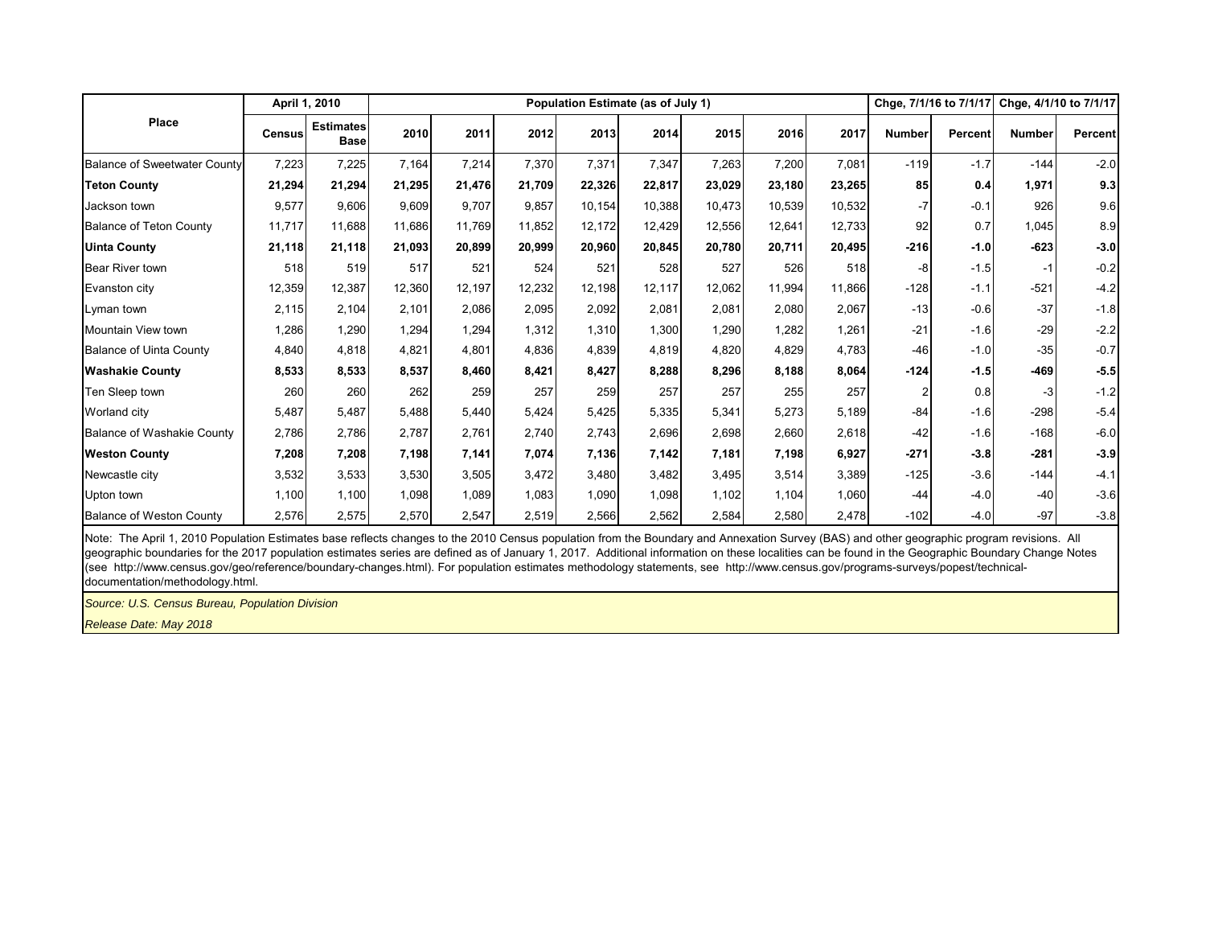| Place | April 1, 2010 | | Population Estimate (as of July 1) | | | | | | | | Chge, 7/1/16 to 7/1/17 | | Chge, 4/1/10 to 7/1/17 | |
|---|---|---|---|---|---|---|---|---|---|---|---|---|---|---|
| | Census | Estimates Base | 2010 | 2011 | 2012 | 2013 | 2014 | 2015 | 2016 | 2017 | Number | Percent | Number | Percent |
| Balance of Sweetwater County | 7,223 | 7,225 | 7,164 | 7,214 | 7,370 | 7,371 | 7,347 | 7,263 | 7,200 | 7,081 | -119 | -1.7 | -144 | -2.0 |
| **Teton County** | **21,294** | **21,294** | **21,295** | **21,476** | **21,709** | **22,326** | **22,817** | **23,029** | **23,180** | **23,265** | **85** | **0.4** | **1,971** | **9.3** |
| Jackson town | 9,577 | 9,606 | 9,609 | 9,707 | 9,857 | 10,154 | 10,388 | 10,473 | 10,539 | 10,532 | -7 | -0.1 | 926 | 9.6 |
| Balance of Teton County | 11,717 | 11,688 | 11,686 | 11,769 | 11,852 | 12,172 | 12,429 | 12,556 | 12,641 | 12,733 | 92 | 0.7 | 1,045 | 8.9 |
| **Uinta County** | **21,118** | **21,118** | **21,093** | **20,899** | **20,999** | **20,960** | **20,845** | **20,780** | **20,711** | **20,495** | **-216** | **-1.0** | **-623** | **-3.0** |
| Bear River town | 518 | 519 | 517 | 521 | 524 | 521 | 528 | 527 | 526 | 518 | -8 | -1.5 | -1 | -0.2 |
| Evanston city | 12,359 | 12,387 | 12,360 | 12,197 | 12,232 | 12,198 | 12,117 | 12,062 | 11,994 | 11,866 | -128 | -1.1 | -521 | -4.2 |
| Lyman town | 2,115 | 2,104 | 2,101 | 2,086 | 2,095 | 2,092 | 2,081 | 2,081 | 2,080 | 2,067 | -13 | -0.6 | -37 | -1.8 |
| Mountain View town | 1,286 | 1,290 | 1,294 | 1,294 | 1,312 | 1,310 | 1,300 | 1,290 | 1,282 | 1,261 | -21 | -1.6 | -29 | -2.2 |
| Balance of Uinta County | 4,840 | 4,818 | 4,821 | 4,801 | 4,836 | 4,839 | 4,819 | 4,820 | 4,829 | 4,783 | -46 | -1.0 | -35 | -0.7 |
| **Washakie County** | **8,533** | **8,533** | **8,537** | **8,460** | **8,421** | **8,427** | **8,288** | **8,296** | **8,188** | **8,064** | **-124** | **-1.5** | **-469** | **-5.5** |
| Ten Sleep town | 260 | 260 | 262 | 259 | 257 | 259 | 257 | 257 | 255 | 257 | 2 | 0.8 | -3 | -1.2 |
| Worland city | 5,487 | 5,487 | 5,488 | 5,440 | 5,424 | 5,425 | 5,335 | 5,341 | 5,273 | 5,189 | -84 | -1.6 | -298 | -5.4 |
| Balance of Washakie County | 2,786 | 2,786 | 2,787 | 2,761 | 2,740 | 2,743 | 2,696 | 2,698 | 2,660 | 2,618 | -42 | -1.6 | -168 | -6.0 |
| **Weston County** | **7,208** | **7,208** | **7,198** | **7,141** | **7,074** | **7,136** | **7,142** | **7,181** | **7,198** | **6,927** | **-271** | **-3.8** | **-281** | **-3.9** |
| Newcastle city | 3,532 | 3,533 | 3,530 | 3,505 | 3,472 | 3,480 | 3,482 | 3,495 | 3,514 | 3,389 | -125 | -3.6 | -144 | -4.1 |
| Upton town | 1,100 | 1,100 | 1,098 | 1,089 | 1,083 | 1,090 | 1,098 | 1,102 | 1,104 | 1,060 | -44 | -4.0 | -40 | -3.6 |
| Balance of Weston County | 2,576 | 2,575 | 2,570 | 2,547 | 2,519 | 2,566 | 2,562 | 2,584 | 2,580 | 2,478 | -102 | -4.0 | -97 | -3.8 |

Note: The April 1, 2010 Population Estimates base reflects changes to the 2010 Census population from the Boundary and Annexation Survey (BAS) and other geographic program revisions. All geographic boundaries for the 2017 population estimates series are defined as of January 1, 2017. Additional information on these localities can be found in the Geographic Boundary Change Notes (see http://www.census.gov/geo/reference/boundary-changes.html). For population estimates methodology statements, see http://www.census.gov/programs-surveys/popest/technical-documentation/methodology.html.

*Source: U.S. Census Bureau, Population Division*

*Release Date: May 2018*